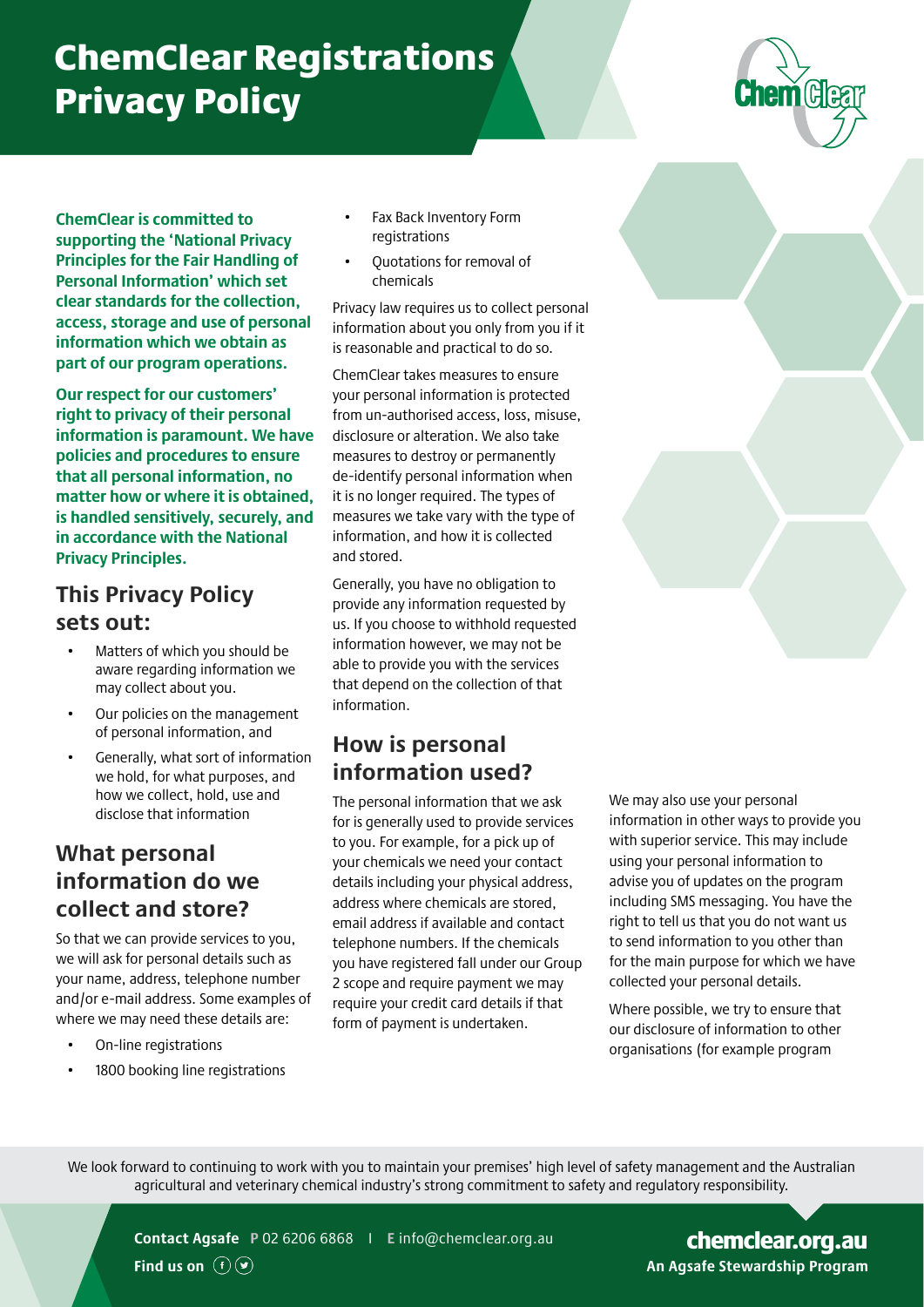# ChemClear Registrations Privacy Policy

**ChemClear is committed to supporting the 'National Privacy Principles for the Fair Handling of Personal Information' which set clear standards for the collection, access, storage and use of personal information which we obtain as part of our program operations.**

**Our respect for our customers' right to privacy of their personal information is paramount. We have policies and procedures to ensure that all personal information, no matter how or where it is obtained, is handled sensitively, securely, and in accordance with the National Privacy Principles.**

## This Privacy Policy sets out:

- Matters of which you should be aware regarding information we may collect about you.
- Our policies on the management of personal information, and
- Generally, what sort of information we hold, for what purposes, and how we collect, hold, use and disclose that information

## What personal information do we collect and store?

So that we can provide services to you, we will ask for personal details such as your name, address, telephone number and/or e-mail address. Some examples of where we may need these details are:

- On-line registrations
- 1800 booking line registrations
- Fax Back Inventory Form registrations
- Quotations for removal of chemicals

Privacy law requires us to collect personal information about you only from you if it is reasonable and practical to do so.

ChemClear takes measures to ensure your personal information is protected from un-authorised access, loss, misuse, disclosure or alteration. We also take measures to destroy or permanently de-identify personal information when it is no longer required. The types of measures we take vary with the type of information, and how it is collected and stored.

Generally, you have no obligation to provide any information requested by us. If you choose to withhold requested information however, we may not be able to provide you with the services that depend on the collection of that information.

## How is personal information used?

The personal information that we ask for is generally used to provide services to you. For example, for a pick up of your chemicals we need your contact details including your physical address, address where chemicals are stored, email address if available and contact telephone numbers. If the chemicals you have registered fall under our Group 2 scope and require payment we may require your credit card details if that form of payment is undertaken.

We may also use your personal information in other ways to provide you with superior service. This may include using your personal information to advise you of updates on the program including SMS messaging. You have the right to tell us that you do not want us to send information to you other than for the main purpose for which we have collected your personal details.

Where possible, we try to ensure that our disclosure of information to other organisations (for example program

We look forward to continuing to work with you to maintain your premises' high level of safety management and the Australian agricultural and veterinary chemical industry's strong commitment to safety and regulatory responsibility.

**Contact Agsafe** **P** 02 6206 6868 | **E** info@chemclear.org.au

**Find us on**

**chemclear.org.au**

**An Agsafe Stewardship Program**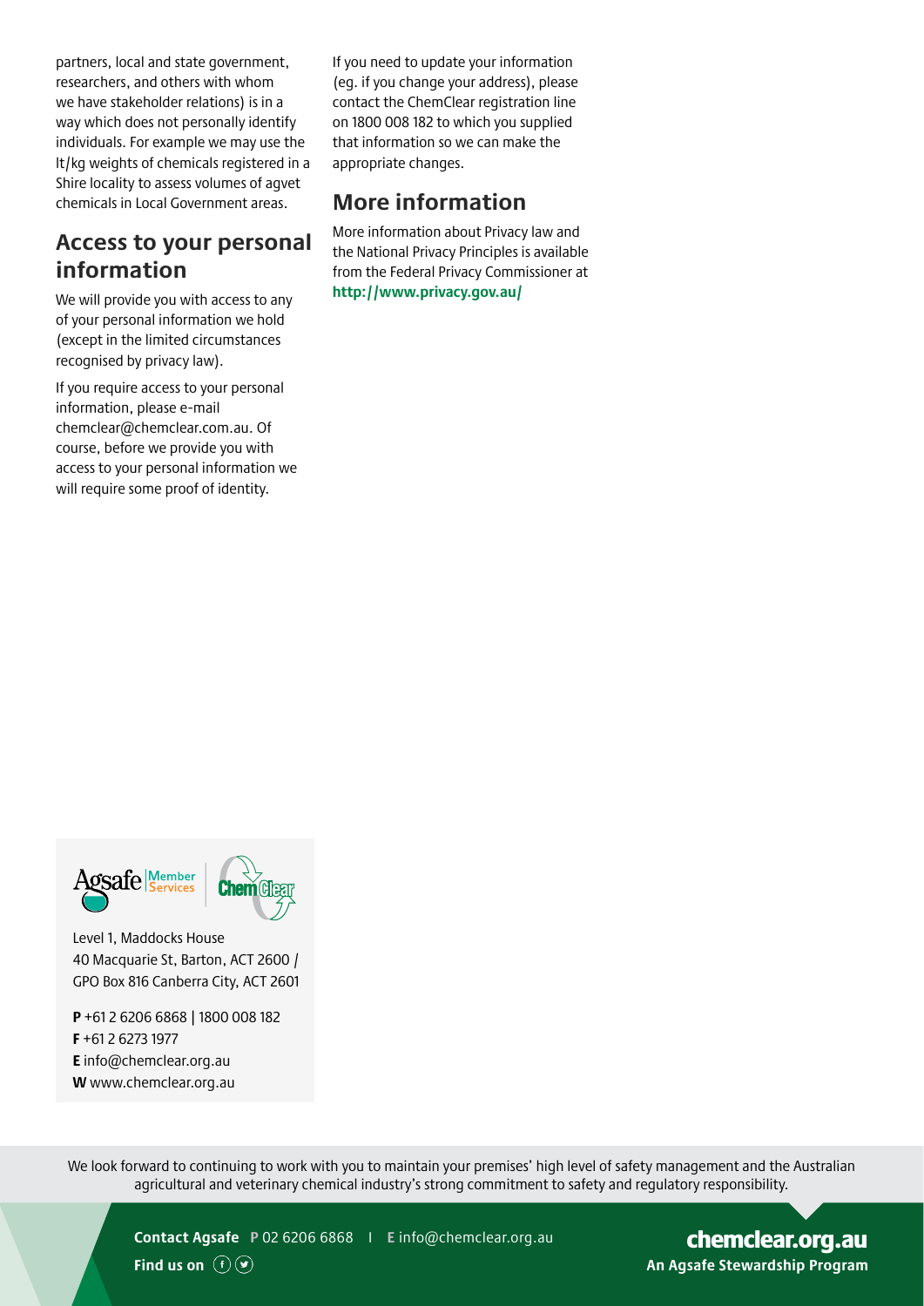partners, local and state government, researchers, and others with whom we have stakeholder relations) is in a way which does not personally identify individuals. For example we may use the lt/kg weights of chemicals registered in a Shire locality to assess volumes of agvet chemicals in Local Government areas.

## Access to your personal information

We will provide you with access to any of your personal information we hold (except in the limited circumstances recognised by privacy law).

If you require access to your personal information, please e-mail chemclear@chemclear.com.au. Of course, before we provide you with access to your personal information we will require some proof of identity.

If you need to update your information (eg. if you change your address), please contact the ChemClear registration line on 1800 008 182 to which you supplied that information so we can make the appropriate changes.

## More information

More information about Privacy law and the National Privacy Principles is available from the Federal Privacy Commissioner at **http://www.privacy.gov.au/**

Agsafe Member Services | ChemClear

Level 1, Maddocks House
40 Macquarie St, Barton, ACT 2600 /
GPO Box 816 Canberra City, ACT 2601

**P** +61 2 6206 6868 | 1800 008 182
**F** +61 2 6273 1977
**E** info@chemclear.org.au
**W** www.chemclear.org.au

We look forward to continuing to work with you to maintain your premises' high level of safety management and the Australian agricultural and veterinary chemical industry's strong commitment to safety and regulatory responsibility.

**Contact Agsafe** **P** 02 6206 6868 | **E** info@chemclear.org.au
**Find us on**

**chemclear.org.au**
**An Agsafe Stewardship Program**